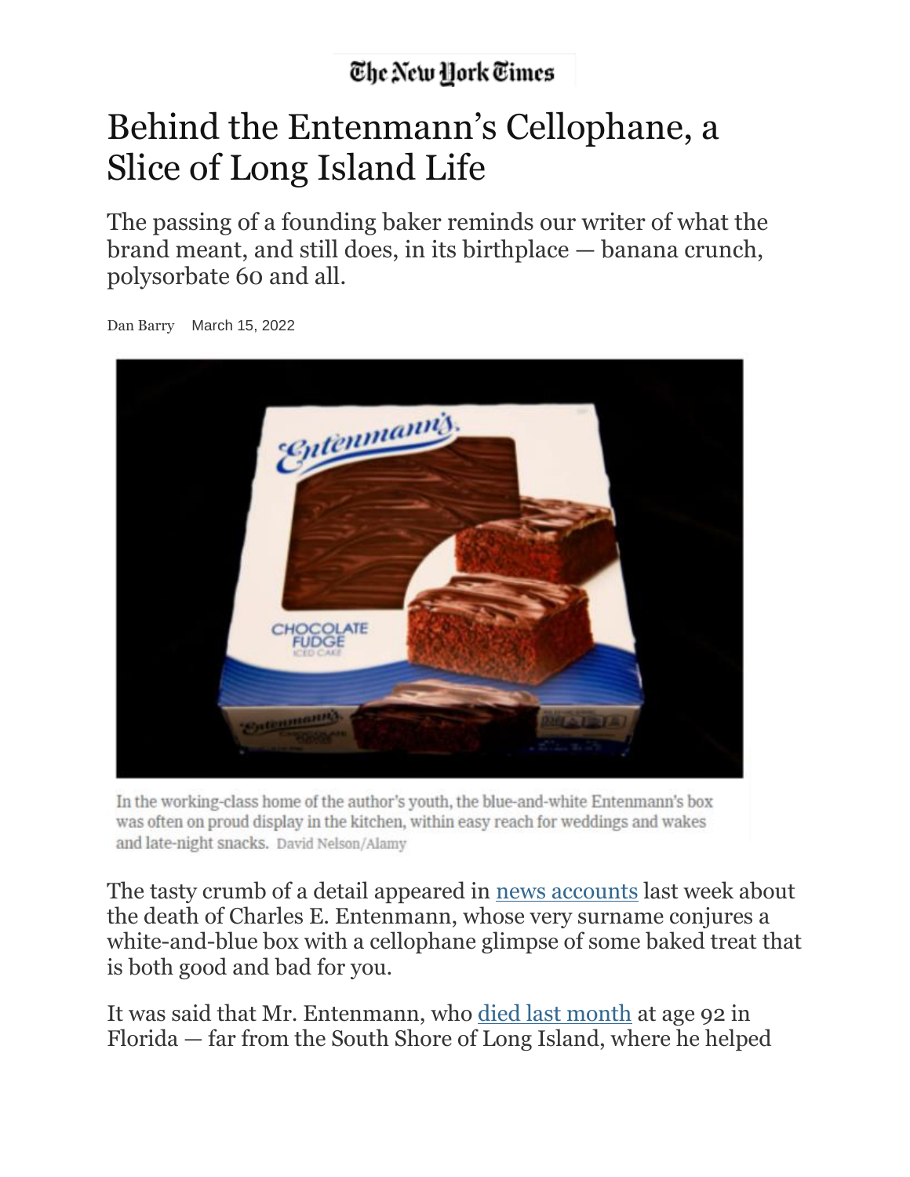The New York Times

# Behind the Entenmann's Cellophane, a Slice of Long Island Life

The passing of a founding baker reminds our writer of what the brand meant, and still does, in its birthplace — banana crunch, polysorbate 60 and all.

Dan Barry March 15, 2022

In the working-class home of the author's youth, the blue-and-white Entenmann's box was often on proud display in the kitchen, within easy reach for weddings and wakes and late-night snacks. David Nelson/Alamy

The tasty crumb of a detail appeared in news accounts last week about the death of Charles E. Entenmann, whose very surname conjures a white-and-blue box with a cellophane glimpse of some baked treat that is both good and bad for you.

It was said that Mr. Entenmann, who died last month at age 92 in Florida — far from the South Shore of Long Island, where he helped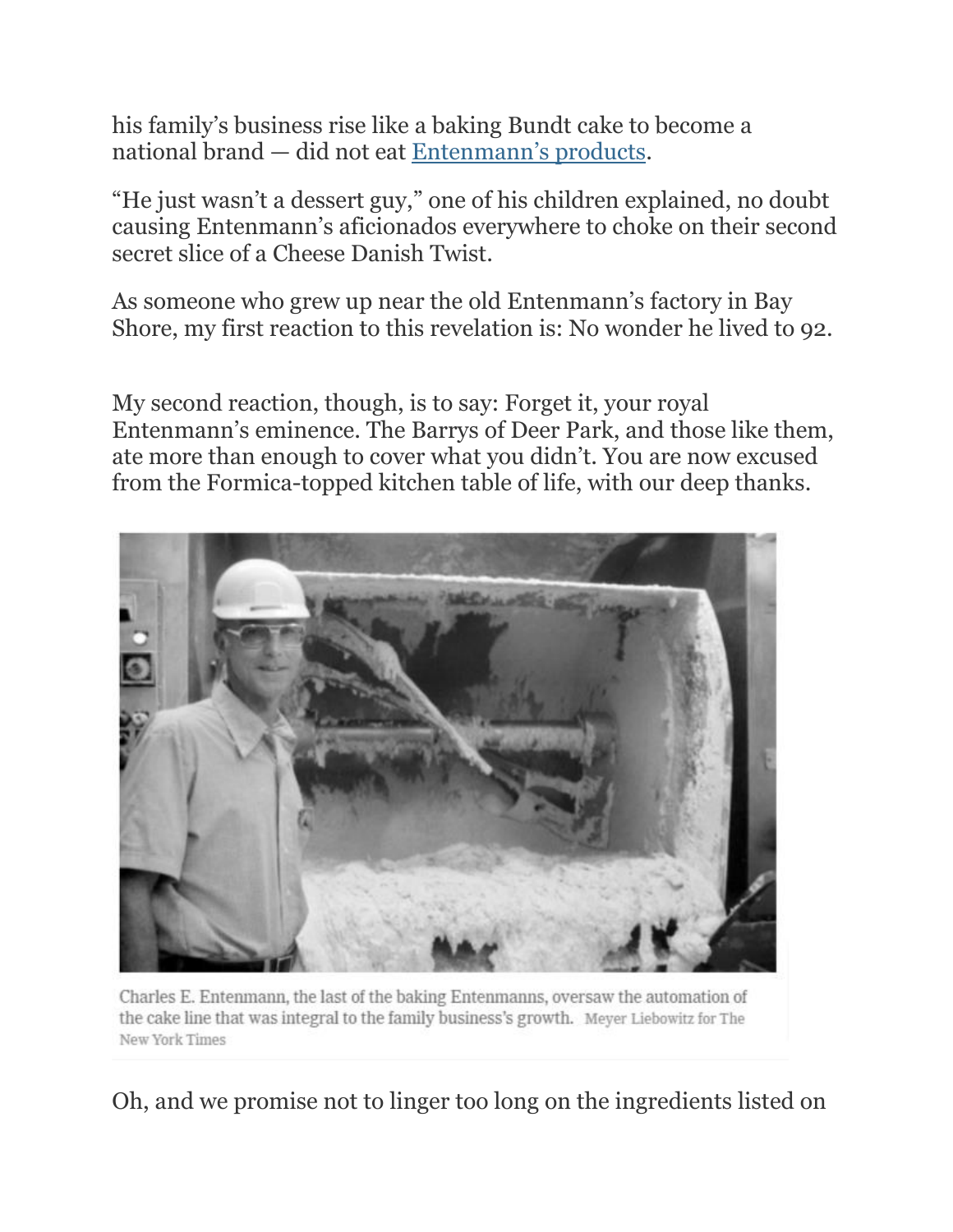his family's business rise like a baking Bundt cake to become a national brand — did not eat [Entenmann's products](#).

"He just wasn't a dessert guy," one of his children explained, no doubt causing Entenmann's aficionados everywhere to choke on their second secret slice of a Cheese Danish Twist.

As someone who grew up near the old Entenmann's factory in Bay Shore, my first reaction to this revelation is: No wonder he lived to 92.

My second reaction, though, is to say: Forget it, your royal Entenmann's eminence. The Barrys of Deer Park, and those like them, ate more than enough to cover what you didn't. You are now excused from the Formica-topped kitchen table of life, with our deep thanks.

Charles E. Entenmann, the last of the baking Entenmanns, oversaw the automation of the cake line that was integral to the family business's growth. Meyer Liebowitz for The New York Times

Oh, and we promise not to linger too long on the ingredients listed on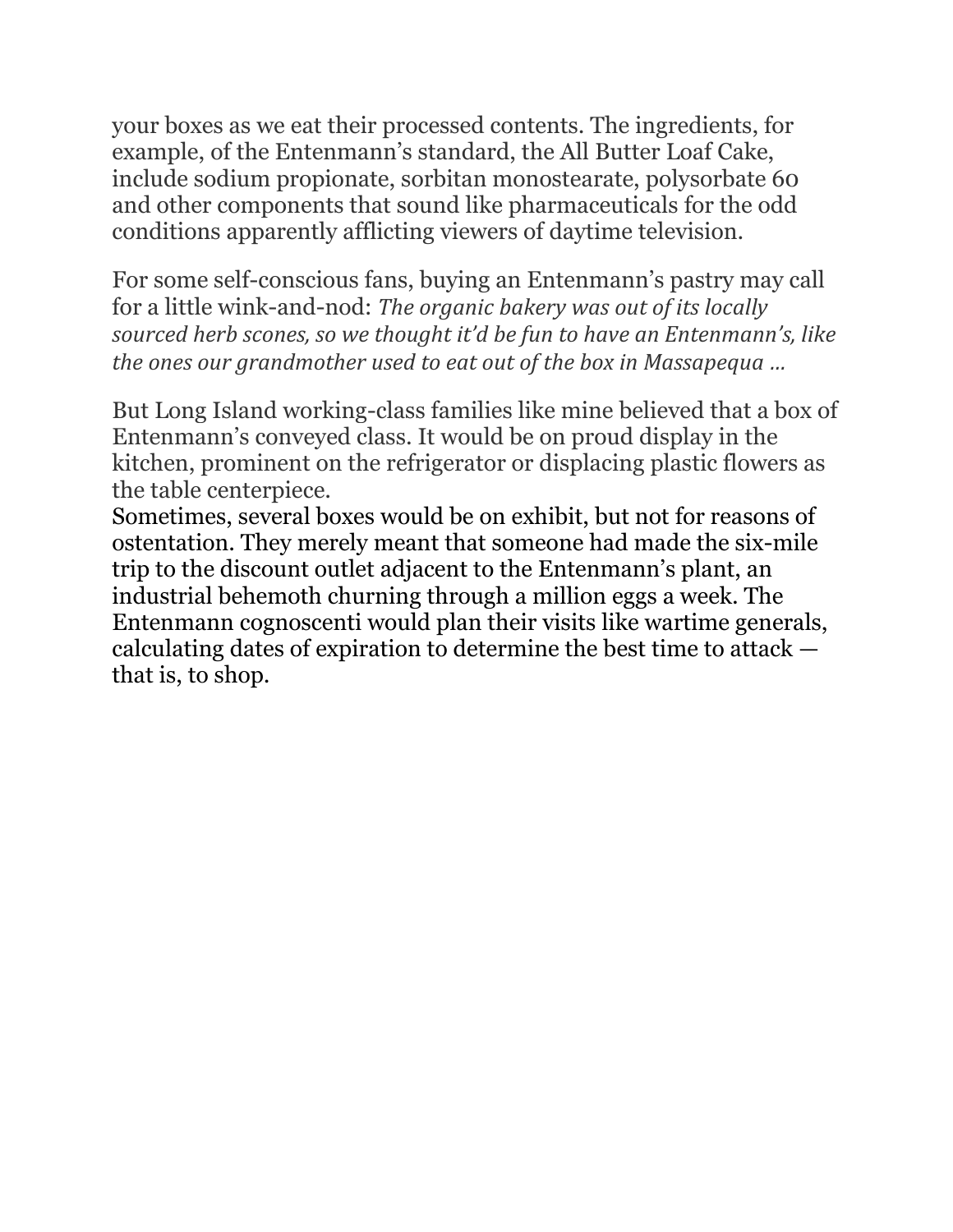your boxes as we eat their processed contents. The ingredients, for example, of the Entenmann's standard, the All Butter Loaf Cake, include sodium propionate, sorbitan monostearate, polysorbate 60 and other components that sound like pharmaceuticals for the odd conditions apparently afflicting viewers of daytime television.

For some self-conscious fans, buying an Entenmann's pastry may call for a little wink-and-nod: *The organic bakery was out of its locally sourced herb scones, so we thought it'd be fun to have an Entenmann's, like the ones our grandmother used to eat out of the box in Massapequa …*

But Long Island working-class families like mine believed that a box of Entenmann's conveyed class. It would be on proud display in the kitchen, prominent on the refrigerator or displacing plastic flowers as the table centerpiece.

Sometimes, several boxes would be on exhibit, but not for reasons of ostentation. They merely meant that someone had made the six-mile trip to the discount outlet adjacent to the Entenmann's plant, an industrial behemoth churning through a million eggs a week. The Entenmann cognoscenti would plan their visits like wartime generals, calculating dates of expiration to determine the best time to attack — that is, to shop.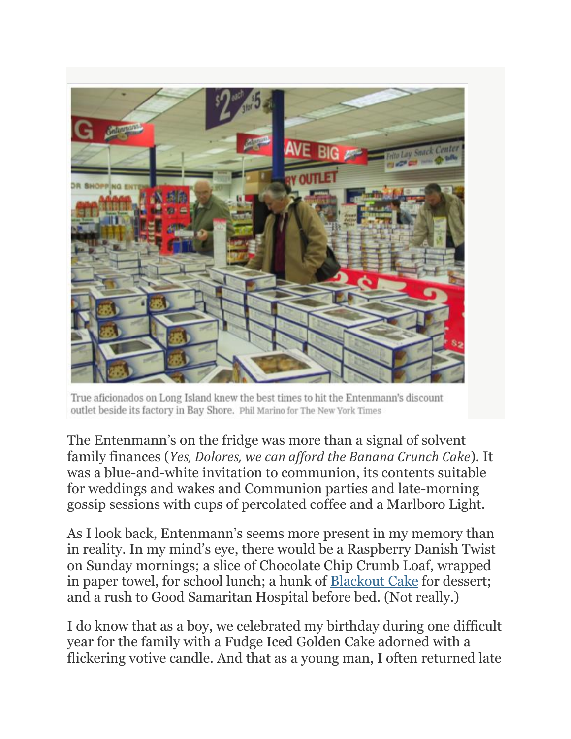True aficionados on Long Island knew the best times to hit the Entenmann's discount outlet beside its factory in Bay Shore. Phil Marino for The New York Times

The Entenmann's on the fridge was more than a signal of solvent family finances (*Yes, Dolores, we can afford the Banana Crunch Cake*). It was a blue-and-white invitation to communion, its contents suitable for weddings and wakes and Communion parties and late-morning gossip sessions with cups of percolated coffee and a Marlboro Light.

As I look back, Entenmann's seems more present in my memory than in reality. In my mind's eye, there would be a Raspberry Danish Twist on Sunday mornings; a slice of Chocolate Chip Crumb Loaf, wrapped in paper towel, for school lunch; a hunk of Blackout Cake for dessert; and a rush to Good Samaritan Hospital before bed. (Not really.)

I do know that as a boy, we celebrated my birthday during one difficult year for the family with a Fudge Iced Golden Cake adorned with a flickering votive candle. And that as a young man, I often returned late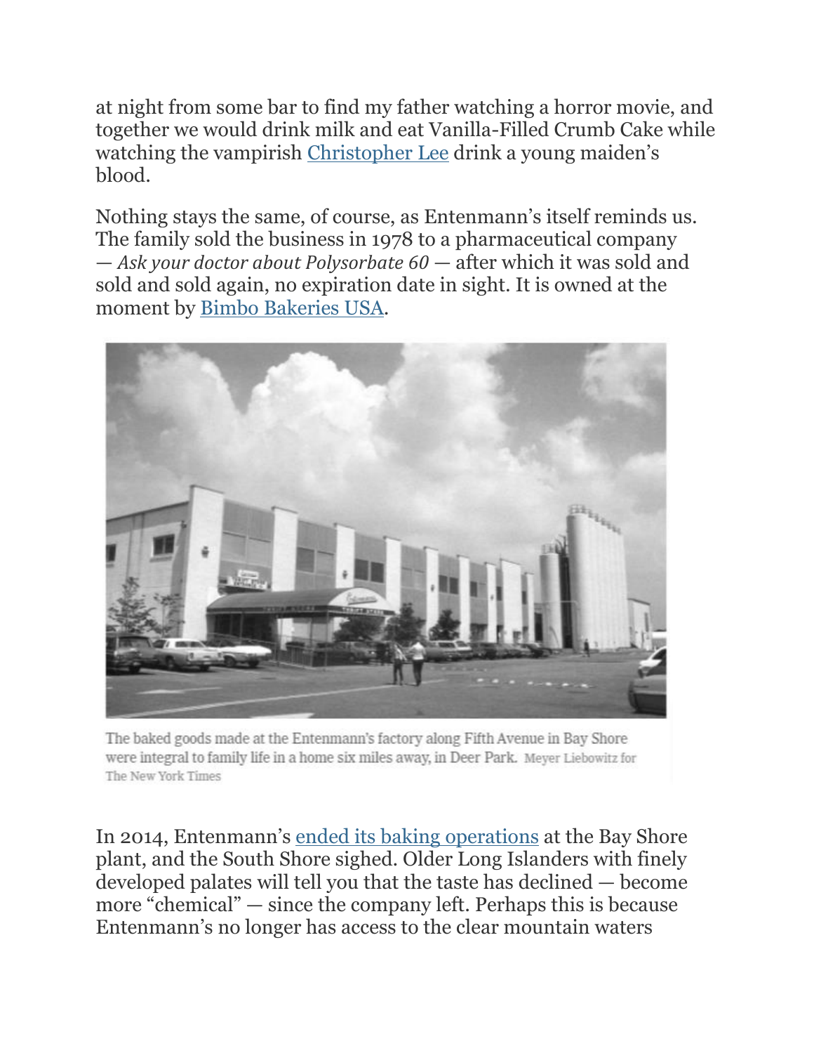at night from some bar to find my father watching a horror movie, and together we would drink milk and eat Vanilla-Filled Crumb Cake while watching the vampirish Christopher Lee drink a young maiden's blood.

Nothing stays the same, of course, as Entenmann's itself reminds us. The family sold the business in 1978 to a pharmaceutical company — *Ask your doctor about Polysorbate 60* — after which it was sold and sold and sold again, no expiration date in sight. It is owned at the moment by Bimbo Bakeries USA.

The baked goods made at the Entenmann's factory along Fifth Avenue in Bay Shore were integral to family life in a home six miles away, in Deer Park. Meyer Liebowitz for The New York Times

In 2014, Entenmann's ended its baking operations at the Bay Shore plant, and the South Shore sighed. Older Long Islanders with finely developed palates will tell you that the taste has declined — become more "chemical" — since the company left. Perhaps this is because Entenmann's no longer has access to the clear mountain waters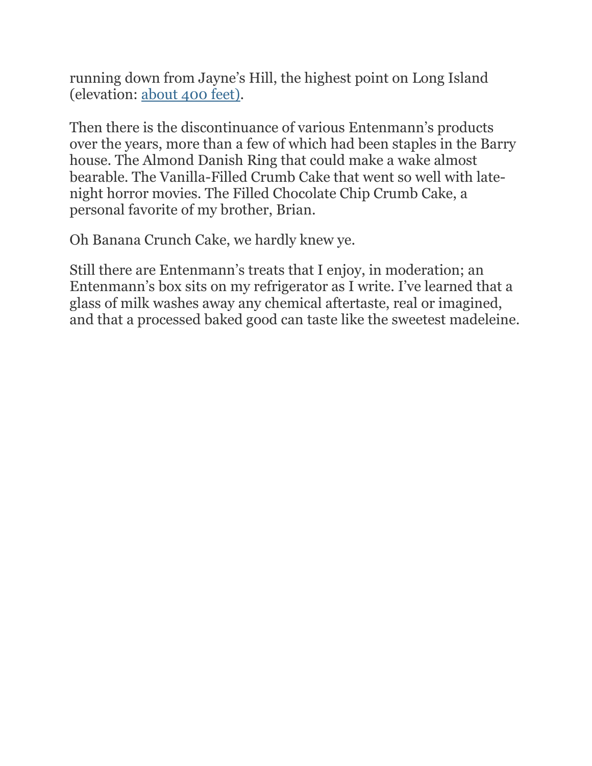running down from Jayne's Hill, the highest point on Long Island (elevation: about 400 feet).

Then there is the discontinuance of various Entenmann's products over the years, more than a few of which had been staples in the Barry house. The Almond Danish Ring that could make a wake almost bearable. The Vanilla-Filled Crumb Cake that went so well with late-night horror movies. The Filled Chocolate Chip Crumb Cake, a personal favorite of my brother, Brian.

Oh Banana Crunch Cake, we hardly knew ye.

Still there are Entenmann's treats that I enjoy, in moderation; an Entenmann's box sits on my refrigerator as I write. I've learned that a glass of milk washes away any chemical aftertaste, real or imagined, and that a processed baked good can taste like the sweetest madeleine.